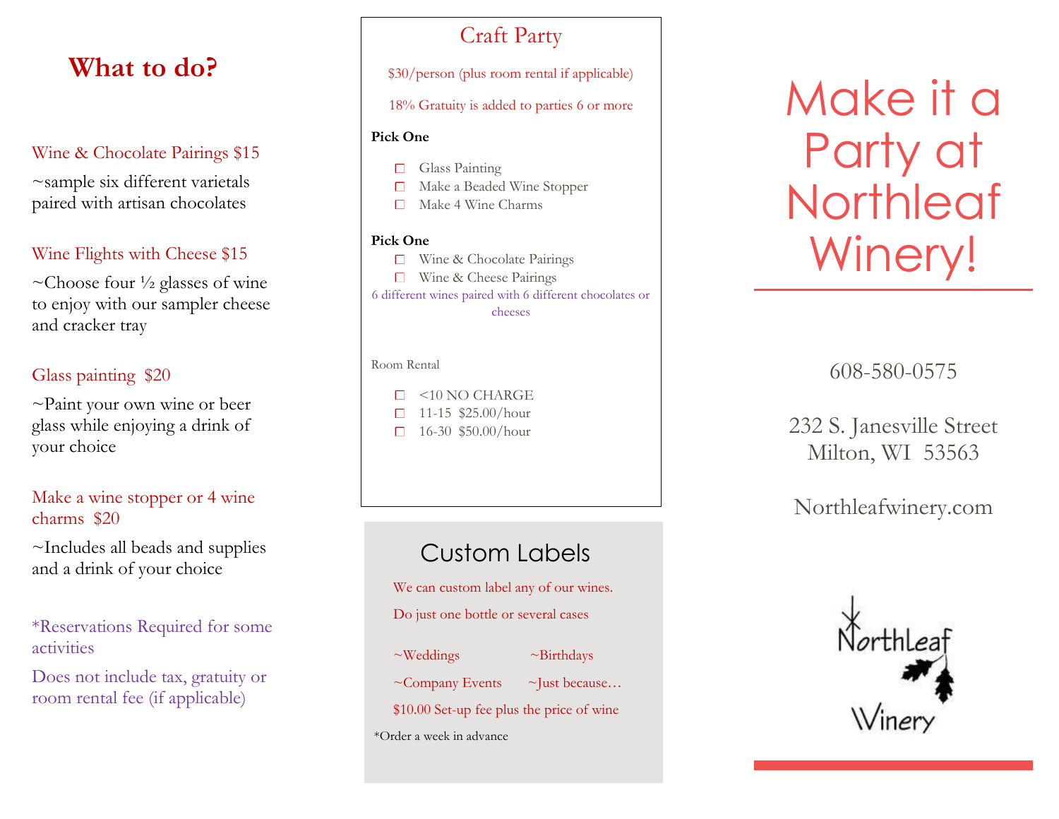# What to do?

Wine & Chocolate Pairings $15

~sample six different varietals paired with artisan chocolates

Wine Flights with Cheese $15

~Choose four ½ glasses of wine to enjoy with our sampler cheese and cracker tray

Glass painting $20

~Paint your own wine or beer glass while enjoying a drink of your choice

Make a wine stopper or 4 wine charms $20

~Includes all beads and supplies and a drink of your choice

*Reservations Required for some activities

Does not include tax, gratuity or room rental fee (if applicable)

## Craft Party

$30/person (plus room rental if applicable)

18% Gratuity is added to parties 6 or more

**Pick One**

- ☐ Glass Painting
- ☐ Make a Beaded Wine Stopper
- ☐ Make 4 Wine Charms

**Pick One**

- ☐ Wine & Chocolate Pairings
- ☐ Wine & Cheese Pairings

6 different wines paired with 6 different chocolates or cheeses

Room Rental

- ☐ <10 NO CHARGE
- ☐ 11-15 $25.00/hour
- ☐ 16-30 $50.00/hour

## Custom Labels

We can custom label any of our wines.

Do just one bottle or several cases

~Weddings ~Birthdays

~Company Events ~Just because…

$10.00 Set-up fee plus the price of wine

*Order a week in advance

# Make it a Party at Northleaf Winery!

608-580-0575

232 S. Janesville Street
Milton, WI 53563

Northleafwinery.com

NorthLeaf Winery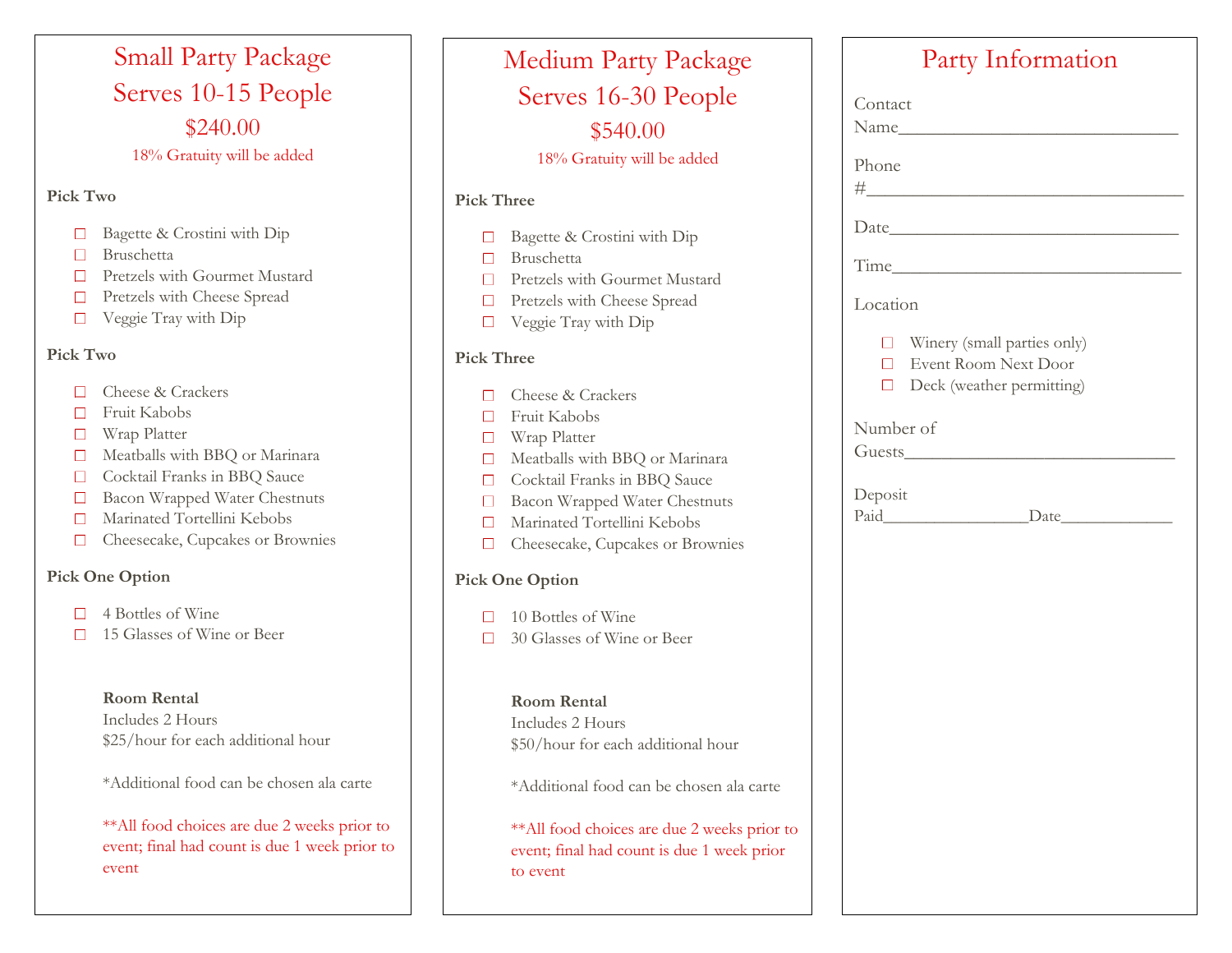## Small Party Package

## Serves 10-15 People

## $240.00

18% Gratuity will be added

**Pick Two**

- ☐ Bagette & Crostini with Dip
- ☐ Bruschetta
- ☐ Pretzels with Gourmet Mustard
- ☐ Pretzels with Cheese Spread
- ☐ Veggie Tray with Dip

**Pick Two**

- ☐ Cheese & Crackers
- ☐ Fruit Kabobs
- ☐ Wrap Platter
- ☐ Meatballs with BBQ or Marinara
- ☐ Cocktail Franks in BBQ Sauce
- ☐ Bacon Wrapped Water Chestnuts
- ☐ Marinated Tortellini Kebobs
- ☐ Cheesecake, Cupcakes or Brownies

**Pick One Option**

- ☐ 4 Bottles of Wine
- ☐ 15 Glasses of Wine or Beer

**Room Rental**

Includes 2 Hours

$25/hour for each additional hour

*Additional food can be chosen ala carte

**All food choices are due 2 weeks prior to event; final had count is due 1 week prior to event

## Medium Party Package

## Serves 16-30 People

## $540.00

18% Gratuity will be added

**Pick Three**

- ☐ Bagette & Crostini with Dip
- ☐ Bruschetta
- ☐ Pretzels with Gourmet Mustard
- ☐ Pretzels with Cheese Spread
- ☐ Veggie Tray with Dip

**Pick Three**

- ☐ Cheese & Crackers
- ☐ Fruit Kabobs
- ☐ Wrap Platter
- ☐ Meatballs with BBQ or Marinara
- ☐ Cocktail Franks in BBQ Sauce
- ☐ Bacon Wrapped Water Chestnuts
- ☐ Marinated Tortellini Kebobs
- ☐ Cheesecake, Cupcakes or Brownies

**Pick One Option**

- ☐ 10 Bottles of Wine
- ☐ 30 Glasses of Wine or Beer

**Room Rental**

Includes 2 Hours

$50/hour for each additional hour

*Additional food can be chosen ala carte

**All food choices are due 2 weeks prior to event; final had count is due 1 week prior to event

## Party Information

Contact Name______________________________

Phone #____________________________________

Date_______________________________

Time_______________________________

Location

- ☐ Winery (small parties only)
- ☐ Event Room Next Door
- ☐ Deck (weather permitting)

Number of Guests______________________________

Deposit Paid________________Date____________